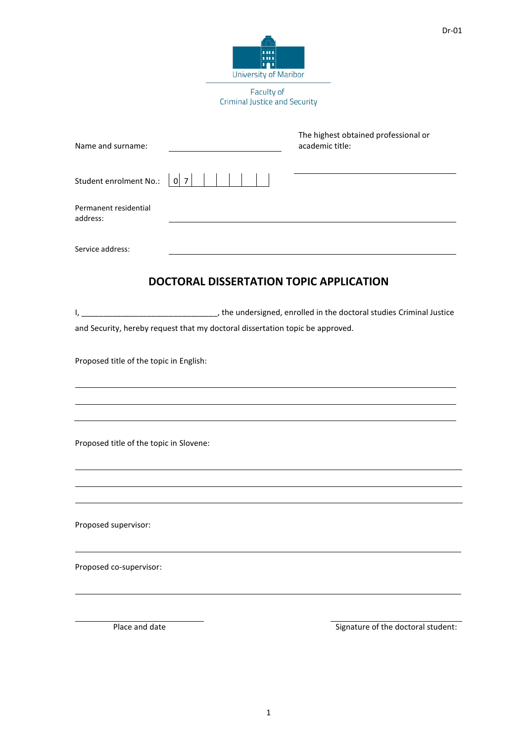Dr-01

University of Maribor

Faculty of Criminal Justice and Security

Name and surname: ______________________

The highest obtained professional or academic title: ______________________

Student enrolment No.: | 0 | 7 | | | | | | |

Permanent residential address: ______________________

Service address: ______________________

## DOCTORAL DISSERTATION TOPIC APPLICATION

I, _______________________________, the undersigned, enrolled in the doctoral studies Criminal Justice and Security, hereby request that my doctoral dissertation topic be approved.

Proposed title of the topic in English:

______________________

______________________

______________________

Proposed title of the topic in Slovene:

______________________

______________________

______________________

Proposed supervisor:

______________________

Proposed co-supervisor:

______________________

______________________ Place and date

______________________ Signature of the doctoral student: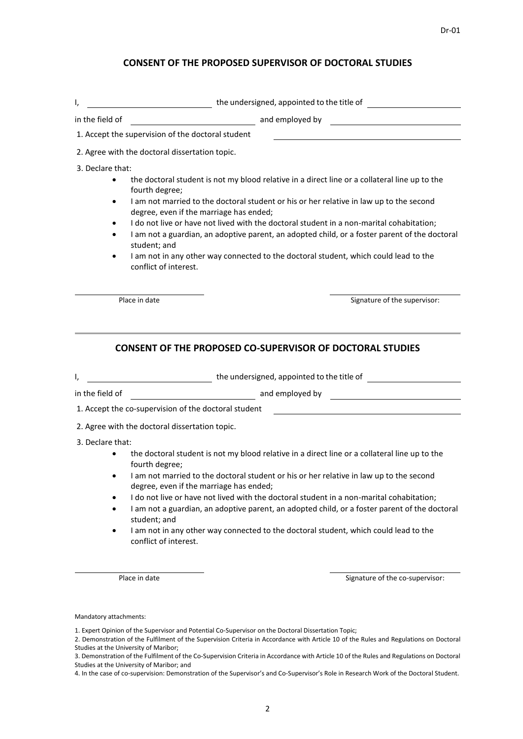Dr-01

## CONSENT OF THE PROPOSED SUPERVISOR OF DOCTORAL STUDIES

I, ____________________ the undersigned, appointed to the title of ____________________

in the field of ____________________ and employed by ____________________

1. Accept the supervision of the doctoral student ____________________
2. Agree with the doctoral dissertation topic.
3. Declare that:
   - the doctoral student is not my blood relative in a direct line or a collateral line up to the fourth degree;
   - I am not married to the doctoral student or his or her relative in law up to the second degree, even if the marriage has ended;
   - I do not live or have not lived with the doctoral student in a non-marital cohabitation;
   - I am not a guardian, an adoptive parent, an adopted child, or a foster parent of the doctoral student; and
   - I am not in any other way connected to the doctoral student, which could lead to the conflict of interest.

____________________ ____________________

Place in date Signature of the supervisor:

---

## CONSENT OF THE PROPOSED CO-SUPERVISOR OF DOCTORAL STUDIES

I, ____________________ the undersigned, appointed to the title of ____________________

in the field of ____________________ and employed by ____________________

1. Accept the co-supervision of the doctoral student ____________________
2. Agree with the doctoral dissertation topic.
3. Declare that:
   - the doctoral student is not my blood relative in a direct line or a collateral line up to the fourth degree;
   - I am not married to the doctoral student or his or her relative in law up to the second degree, even if the marriage has ended;
   - I do not live or have not lived with the doctoral student in a non-marital cohabitation;
   - I am not a guardian, an adoptive parent, an adopted child, or a foster parent of the doctoral student; and
   - I am not in any other way connected to the doctoral student, which could lead to the conflict of interest.

____________________ ____________________

Place in date Signature of the co-supervisor:

Mandatory attachments:

1. Expert Opinion of the Supervisor and Potential Co-Supervisor on the Doctoral Dissertation Topic;
2. Demonstration of the Fulfilment of the Supervision Criteria in Accordance with Article 10 of the Rules and Regulations on Doctoral Studies at the University of Maribor;
3. Demonstration of the Fulfilment of the Co-Supervision Criteria in Accordance with Article 10 of the Rules and Regulations on Doctoral Studies at the University of Maribor; and
4. In the case of co-supervision: Demonstration of the Supervisor's and Co-Supervisor's Role in Research Work of the Doctoral Student.